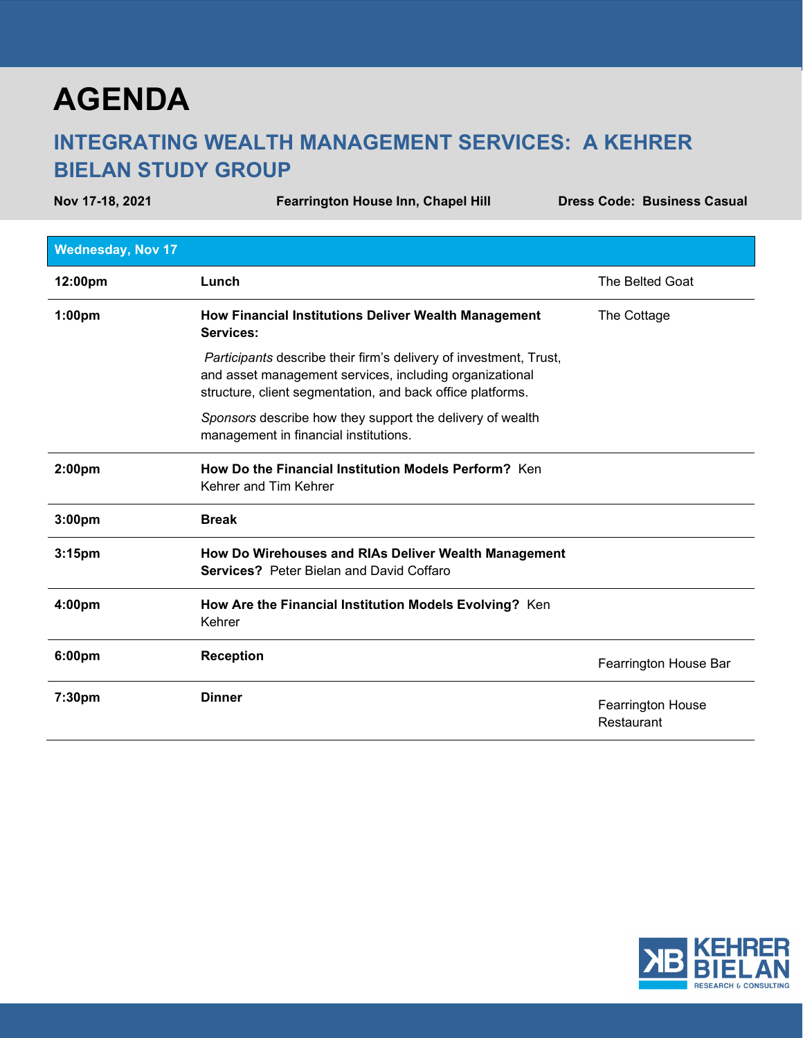# AGENDA

## INTEGRATING WEALTH MANAGEMENT SERVICES: A KEHRER BIELAN STUDY GROUP

**Nov 17-18, 2021** **Fearrington House Inn, Chapel Hill** **Dress Code: Business Casual**

| **Wednesday, Nov 17** | | |
|---|---|---|
| **12:00pm** | **Lunch** | The Belted Goat |
| **1:00pm** | **How Financial Institutions Deliver Wealth Management Services:**<br><br>*Participants* describe their firm's delivery of investment, Trust, and asset management services, including organizational structure, client segmentation, and back office platforms.<br><br>*Sponsors* describe how they support the delivery of wealth management in financial institutions. | The Cottage |
| **2:00pm** | **How Do the Financial Institution Models Perform?** Ken Kehrer and Tim Kehrer | |
| **3:00pm** | **Break** | |
| **3:15pm** | **How Do Wirehouses and RIAs Deliver Wealth Management Services?** Peter Bielan and David Coffaro | |
| **4:00pm** | **How Are the Financial Institution Models Evolving?** Ken Kehrer | |
| **6:00pm** | **Reception** | Fearrington House Bar |
| **7:30pm** | **Dinner** | Fearrington House Restaurant |

KEHRER BIELAN RESEARCH & CONSULTING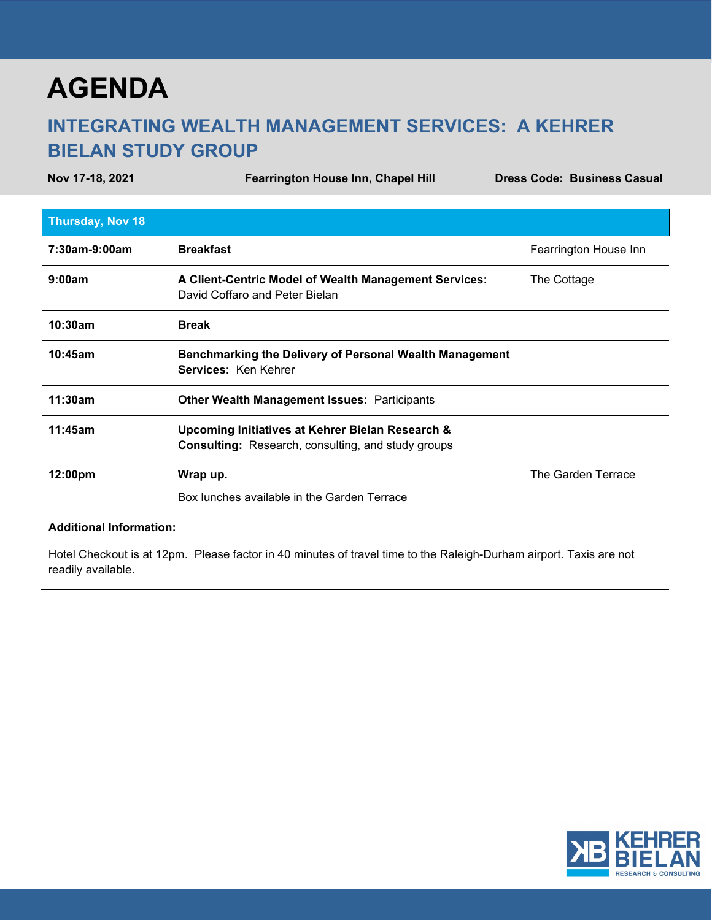# AGENDA

## INTEGRATING WEALTH MANAGEMENT SERVICES: A KEHRER BIELAN STUDY GROUP

**Nov 17-18, 2021** | **Fearrington House Inn, Chapel Hill** | **Dress Code: Business Casual**

| **Thursday, Nov 18** | | |
|---|---|---|
| **7:30am-9:00am** | **Breakfast** | Fearrington House Inn |
| **9:00am** | **A Client-Centric Model of Wealth Management Services:** David Coffaro and Peter Bielan | The Cottage |
| **10:30am** | **Break** | |
| **10:45am** | **Benchmarking the Delivery of Personal Wealth Management Services:** Ken Kehrer | |
| **11:30am** | **Other Wealth Management Issues:** Participants | |
| **11:45am** | **Upcoming Initiatives at Kehrer Bielan Research & Consulting:** Research, consulting, and study groups | |
| **12:00pm** | **Wrap up.** Box lunches available in the Garden Terrace | The Garden Terrace |

**Additional Information:**

Hotel Checkout is at 12pm. Please factor in 40 minutes of travel time to the Raleigh-Durham airport. Taxis are not readily available.

KEHRER BIELAN RESEARCH & CONSULTING